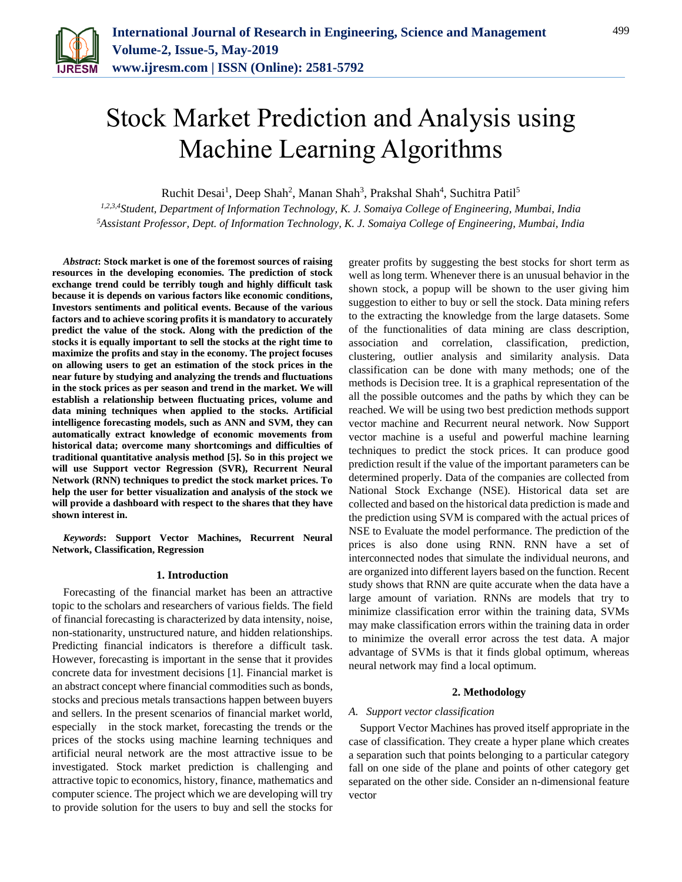# Stock Market Prediction and Analysis using Machine Learning Algorithms

Ruchit Desai[1], Deep Shah[2], Manan Shah[3], Prakshal Shah[4], Suchitra Patil[5]

[1,2,3,4]*Student, Department of Information Technology, K. J. Somaiya College of Engineering, Mumbai, India*
[5]*Assistant Professor, Dept. of Information Technology, K. J. Somaiya College of Engineering, Mumbai, India*

***Abstract*: Stock market is one of the foremost sources of raising resources in the developing economies. The prediction of stock exchange trend could be terribly tough and highly difficult task because it is depends on various factors like economic conditions, Investors sentiments and political events. Because of the various factors and to achieve scoring profits it is mandatory to accurately predict the value of the stock. Along with the prediction of the stocks it is equally important to sell the stocks at the right time to maximize the profits and stay in the economy. The project focuses on allowing users to get an estimation of the stock prices in the near future by studying and analyzing the trends and fluctuations in the stock prices as per season and trend in the market. We will establish a relationship between fluctuating prices, volume and data mining techniques when applied to the stocks. Artificial intelligence forecasting models, such as ANN and SVM, they can automatically extract knowledge of economic movements from historical data; overcome many shortcomings and difficulties of traditional quantitative analysis method [5]. So in this project we will use Support vector Regression (SVR), Recurrent Neural Network (RNN) techniques to predict the stock market prices. To help the user for better visualization and analysis of the stock we will provide a dashboard with respect to the shares that they have shown interest in.**

***Keywords*: Support Vector Machines, Recurrent Neural Network, Classification, Regression**

## 1. Introduction

Forecasting of the financial market has been an attractive topic to the scholars and researchers of various fields. The field of financial forecasting is characterized by data intensity, noise, non-stationarity, unstructured nature, and hidden relationships. Predicting financial indicators is therefore a difficult task. However, forecasting is important in the sense that it provides concrete data for investment decisions [1]. Financial market is an abstract concept where financial commodities such as bonds, stocks and precious metals transactions happen between buyers and sellers. In the present scenarios of financial market world, especially in the stock market, forecasting the trends or the prices of the stocks using machine learning techniques and artificial neural network are the most attractive issue to be investigated. Stock market prediction is challenging and attractive topic to economics, history, finance, mathematics and computer science. The project which we are developing will try to provide solution for the users to buy and sell the stocks for greater profits by suggesting the best stocks for short term as well as long term. Whenever there is an unusual behavior in the shown stock, a popup will be shown to the user giving him suggestion to either to buy or sell the stock. Data mining refers to the extracting the knowledge from the large datasets. Some of the functionalities of data mining are class description, association and correlation, classification, prediction, clustering, outlier analysis and similarity analysis. Data classification can be done with many methods; one of the methods is Decision tree. It is a graphical representation of the all the possible outcomes and the paths by which they can be reached. We will be using two best prediction methods support vector machine and Recurrent neural network. Now Support vector machine is a useful and powerful machine learning techniques to predict the stock prices. It can produce good prediction result if the value of the important parameters can be determined properly. Data of the companies are collected from National Stock Exchange (NSE). Historical data set are collected and based on the historical data prediction is made and the prediction using SVM is compared with the actual prices of NSE to Evaluate the model performance. The prediction of the prices is also done using RNN. RNN have a set of interconnected nodes that simulate the individual neurons, and are organized into different layers based on the function. Recent study shows that RNN are quite accurate when the data have a large amount of variation. RNNs are models that try to minimize classification error within the training data, SVMs may make classification errors within the training data in order to minimize the overall error across the test data. A major advantage of SVMs is that it finds global optimum, whereas neural network may find a local optimum.

## 2. Methodology

### *A. Support vector classification*

Support Vector Machines has proved itself appropriate in the case of classification. They create a hyper plane which creates a separation such that points belonging to a particular category fall on one side of the plane and points of other category get separated on the other side. Consider an n-dimensional feature vector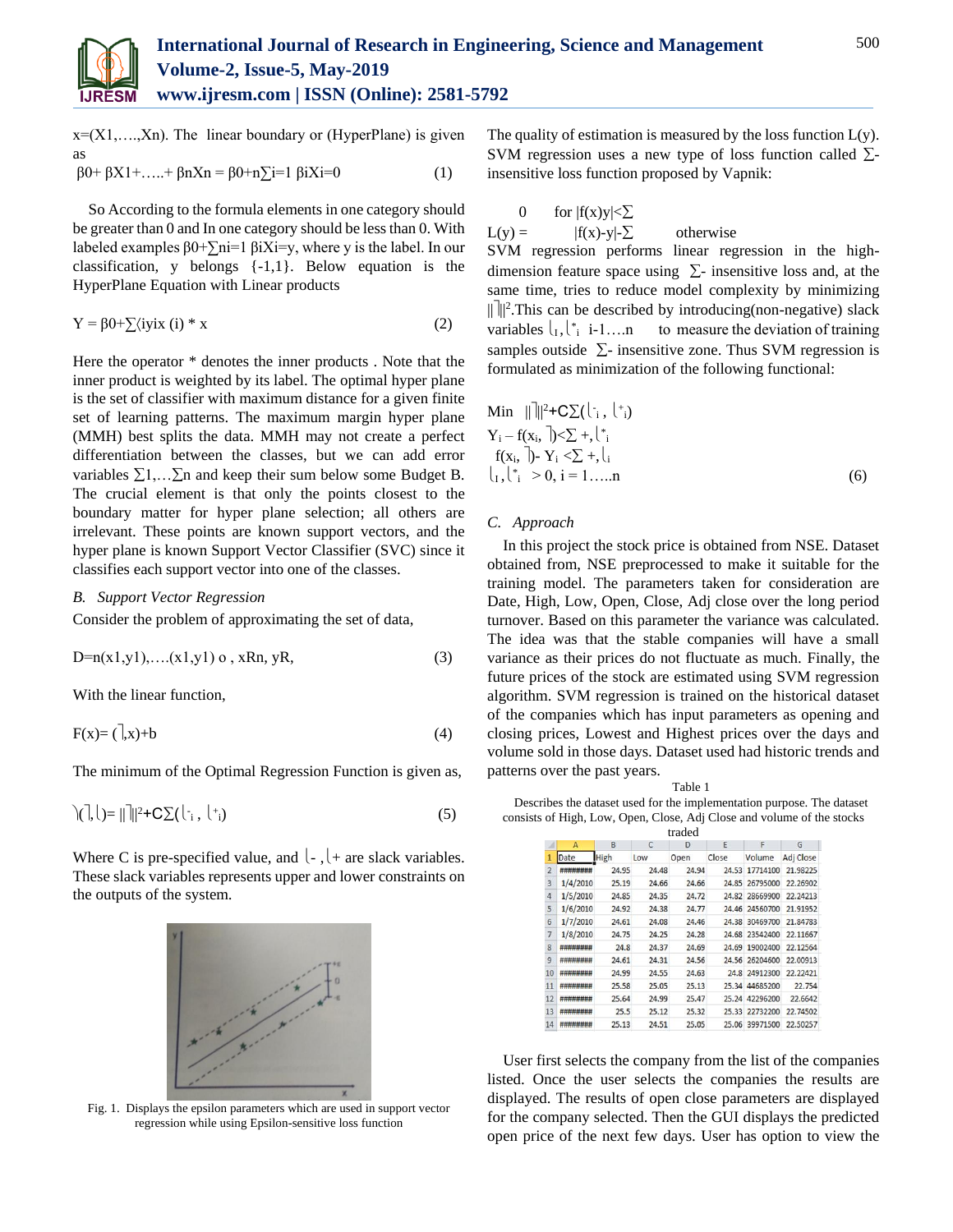x=(X1,….,Xn). The linear boundary or (HyperPlane) is given as

$\beta 0+ \beta X1+…..+ \beta nXn = \beta 0+n\sum i=1 \beta iXi=0$ (1)

So According to the formula elements in one category should be greater than 0 and In one category should be less than 0. With labeled examples $\beta 0+\sum ni=1 \beta iXi=y$, where y is the label. In our classification, y belongs {-1,1}. Below equation is the HyperPlane Equation with Linear products

$$Y = \beta 0+\sum \langle iyix\ (i) * x \tag{2}$$

Here the operator * denotes the inner products . Note that the inner product is weighted by its label. The optimal hyper plane is the set of classifier with maximum distance for a given finite set of learning patterns. The maximum margin hyper plane (MMH) best splits the data. MMH may not create a perfect differentiation between the classes, but we can add error variables $\sum 1,…\sum n$ and keep their sum below some Budget B. The crucial element is that only the points closest to the boundary matter for hyper plane selection; all others are irrelevant. These points are known support vectors, and the hyper plane is known Support Vector Classifier (SVC) since it classifies each support vector into one of the classes.

### B. Support Vector Regression

Consider the problem of approximating the set of data,

$$D=n(x1,y1),….(x1,y1)\ o\ , xRn, yR, \tag{3}$$

With the linear function,

$$F(x)= (\rceil,x)+b \tag{4}$$

The minimum of the Optimal Regression Function is given as,

$$\rangle(\rceil,\lfloor)= \|\rceil\|^2+C\sum(\lfloor^-_i\ ,\ \lfloor^+_i) \tag{5}$$

Where C is pre-specified value, and $\lfloor^-$ ,$\lfloor^+$ are slack variables. These slack variables represents upper and lower constraints on the outputs of the system.

Fig. 1. Displays the epsilon parameters which are used in support vector regression while using Epsilon-sensitive loss function

The quality of estimation is measured by the loss function L(y). SVM regression uses a new type of loss function called $\sum$-insensitive loss function proposed by Vapnik:

$$L(y) = \begin{cases} 0 & \text{for } |f(x)y|<\sum \\ |f(x)-y|-\sum & \text{otherwise} \end{cases}$$

SVM regression performs linear regression in the high-dimension feature space using $\sum$- insensitive loss and, at the same time, tries to reduce model complexity by minimizing $\|\rceil\|^2$.This can be described by introducing(non-negative) slack variables $\lfloor_I, \lfloor^*_i$ i-1….n to measure the deviation of training samples outside $\sum$- insensitive zone. Thus SVM regression is formulated as minimization of the following functional:

$$\begin{aligned} &\text{Min } \|\rceil\|^2+C\sum(\lfloor^-_i\ ,\ \lfloor^+_i) \\ &Y_i - f(x_i,\ \rceil)<\sum +,\lfloor^*_i \\ &f(x_i,\ \rceil)- Y_i <\sum +,\lfloor_i \\ &\lfloor_I, \lfloor^*_i\ > 0,\ i = 1…..n \end{aligned} \tag{6}$$

### C. Approach

In this project the stock price is obtained from NSE. Dataset obtained from, NSE preprocessed to make it suitable for the training model. The parameters taken for consideration are Date, High, Low, Open, Close, Adj close over the long period turnover. Based on this parameter the variance was calculated. The idea was that the stable companies will have a small variance as their prices do not fluctuate as much. Finally, the future prices of the stock are estimated using SVM regression algorithm. SVM regression is trained on the historical dataset of the companies which has input parameters as opening and closing prices, Lowest and Highest prices over the days and volume sold in those days. Dataset used had historic trends and patterns over the past years.

Table 1
Describes the dataset used for the implementation purpose. The dataset consists of High, Low, Open, Close, Adj Close and volume of the stocks traded

| | A | B | C | D | E | F | G |
|---|---|---|---|---|---|---|---|
| 1 | Date | High | Low | Open | Close | Volume | Adj Close |
| 2 | ######## | 24.95 | 24.48 | 24.94 | 24.53 | 17714100 | 21.98225 |
| 3 | 1/4/2010 | 25.19 | 24.66 | 24.66 | 24.85 | 26795000 | 22.26902 |
| 4 | 1/5/2010 | 24.85 | 24.35 | 24.72 | 24.82 | 28669900 | 22.24213 |
| 5 | 1/6/2010 | 24.92 | 24.38 | 24.77 | 24.46 | 24560700 | 21.91952 |
| 6 | 1/7/2010 | 24.61 | 24.08 | 24.46 | 24.38 | 30469700 | 21.84783 |
| 7 | 1/8/2010 | 24.75 | 24.25 | 24.28 | 24.68 | 23542400 | 22.11667 |
| 8 | ######## | 24.8 | 24.37 | 24.69 | 24.69 | 19002400 | 22.12564 |
| 9 | ######## | 24.61 | 24.31 | 24.56 | 24.56 | 26204600 | 22.00913 |
| 10 | ######## | 24.99 | 24.55 | 24.63 | 24.8 | 24912300 | 22.22421 |
| 11 | ######## | 25.58 | 25.05 | 25.13 | 25.34 | 44685200 | 22.754 |
| 12 | ######## | 25.64 | 24.99 | 25.47 | 25.24 | 42296200 | 22.6642 |
| 13 | ######## | 25.5 | 25.12 | 25.32 | 25.33 | 22732200 | 22.74502 |
| 14 | ######## | 25.13 | 24.51 | 25.05 | 25.06 | 39971500 | 22.50257 |

User first selects the company from the list of the companies listed. Once the user selects the companies the results are displayed. The results of open close parameters are displayed for the company selected. Then the GUI displays the predicted open price of the next few days. User has option to view the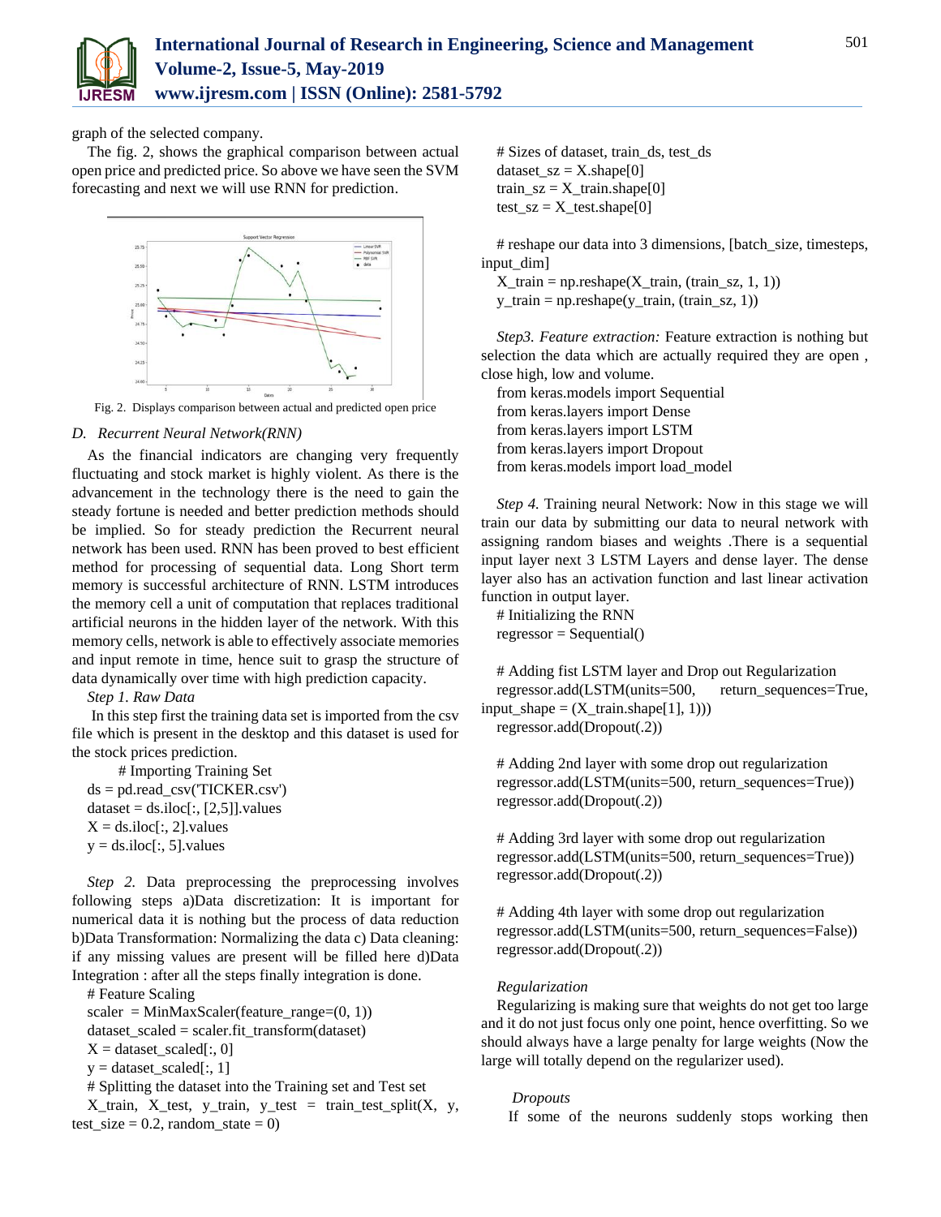graph of the selected company.

The fig. 2, shows the graphical comparison between actual open price and predicted price. So above we have seen the SVM forecasting and next we will use RNN for prediction.

Fig. 2. Displays comparison between actual and predicted open price

### D. Recurrent Neural Network(RNN)

As the financial indicators are changing very frequently fluctuating and stock market is highly violent. As there is the advancement in the technology there is the need to gain the steady fortune is needed and better prediction methods should be implied. So for steady prediction the Recurrent neural network has been used. RNN has been proved to best efficient method for processing of sequential data. Long Short term memory is successful architecture of RNN. LSTM introduces the memory cell a unit of computation that replaces traditional artificial neurons in the hidden layer of the network. With this memory cells, network is able to effectively associate memories and input remote in time, hence suit to grasp the structure of data dynamically over time with high prediction capacity.

*Step 1. Raw Data*

In this step first the training data set is imported from the csv file which is present in the desktop and this dataset is used for the stock prices prediction.

```
# Importing Training Set
ds = pd.read_csv('TICKER.csv')
dataset = ds.iloc[:, [2,5]].values
X = ds.iloc[:, 2].values
y = ds.iloc[:, 5].values
```

*Step 2.* Data preprocessing the preprocessing involves following steps a)Data discretization: It is important for numerical data it is nothing but the process of data reduction b)Data Transformation: Normalizing the data c) Data cleaning: if any missing values are present will be filled here d)Data Integration : after all the steps finally integration is done.

```
# Feature Scaling
scaler = MinMaxScaler(feature_range=(0, 1))
dataset_scaled = scaler.fit_transform(dataset)
X = dataset_scaled[:, 0]
y = dataset_scaled[:, 1]
# Splitting the dataset into the Training set and Test set
X_train, X_test, y_train, y_test = train_test_split(X, y, test_size = 0.2, random_state = 0)
```

```
# Sizes of dataset, train_ds, test_ds
dataset_sz = X.shape[0]
train_sz = X_train.shape[0]
test_sz = X_test.shape[0]

# reshape our data into 3 dimensions, [batch_size, timesteps, input_dim]
X_train = np.reshape(X_train, (train_sz, 1, 1))
y_train = np.reshape(y_train, (train_sz, 1))
```

*Step3. Feature extraction:* Feature extraction is nothing but selection the data which are actually required they are open , close high, low and volume.

```
from keras.models import Sequential
from keras.layers import Dense
from keras.layers import LSTM
from keras.layers import Dropout
from keras.models import load_model
```

*Step 4.* Training neural Network: Now in this stage we will train our data by submitting our data to neural network with assigning random biases and weights .There is a sequential input layer next 3 LSTM Layers and dense layer. The dense layer also has an activation function and last linear activation function in output layer.

```
# Initializing the RNN
regressor = Sequential()

# Adding fist LSTM layer and Drop out Regularization
regressor.add(LSTM(units=500, return_sequences=True, input_shape = (X_train.shape[1], 1)))
regressor.add(Dropout(.2))

# Adding 2nd layer with some drop out regularization
regressor.add(LSTM(units=500, return_sequences=True))
regressor.add(Dropout(.2))

# Adding 3rd layer with some drop out regularization
regressor.add(LSTM(units=500, return_sequences=True))
regressor.add(Dropout(.2))

# Adding 4th layer with some drop out regularization
regressor.add(LSTM(units=500, return_sequences=False))
regressor.add(Dropout(.2))
```

*Regularization*

Regularizing is making sure that weights do not get too large and it do not just focus only one point, hence overfitting. So we should always have a large penalty for large weights (Now the large will totally depend on the regularizer used).

*Dropouts*

If some of the neurons suddenly stops working then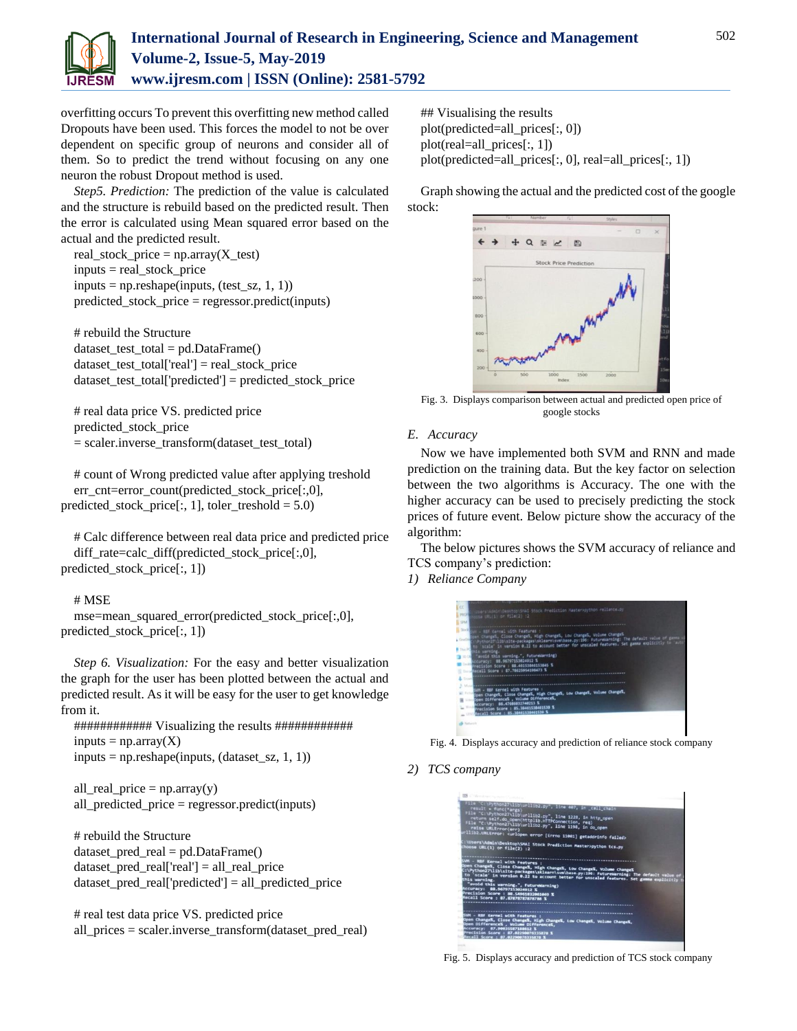overfitting occurs To prevent this overfitting new method called Dropouts have been used. This forces the model to not be over dependent on specific group of neurons and consider all of them. So to predict the trend without focusing on any one neuron the robust Dropout method is used.

*Step5. Prediction:* The prediction of the value is calculated and the structure is rebuild based on the predicted result. Then the error is calculated using Mean squared error based on the actual and the predicted result.

```
real_stock_price = np.array(X_test)
inputs = real_stock_price
inputs = np.reshape(inputs, (test_sz, 1, 1))
predicted_stock_price = regressor.predict(inputs)

# rebuild the Structure
dataset_test_total = pd.DataFrame()
dataset_test_total['real'] = real_stock_price
dataset_test_total['predicted'] = predicted_stock_price

# real data price VS. predicted price
predicted_stock_price
= scaler.inverse_transform(dataset_test_total)

# count of Wrong predicted value after applying treshold
err_cnt=error_count(predicted_stock_price[:,0],
predicted_stock_price[:, 1], toler_treshold = 5.0)

# Calc difference between real data price and predicted price
diff_rate=calc_diff(predicted_stock_price[:,0],
predicted_stock_price[:, 1])

# MSE
mse=mean_squared_error(predicted_stock_price[:,0],
predicted_stock_price[:, 1])
```

*Step 6. Visualization:* For the easy and better visualization the graph for the user has been plotted between the actual and predicted result. As it will be easy for the user to get knowledge from it.

```
############ Visualizing the results ############
inputs = np.array(X)
inputs = np.reshape(inputs, (dataset_sz, 1, 1))

all_real_price = np.array(y)
all_predicted_price = regressor.predict(inputs)

# rebuild the Structure
dataset_pred_real = pd.DataFrame()
dataset_pred_real['real'] = all_real_price
dataset_pred_real['predicted'] = all_predicted_price

# real test data price VS. predicted price
all_prices = scaler.inverse_transform(dataset_pred_real)

## Visualising the results
plot(predicted=all_prices[:, 0])
plot(real=all_prices[:, 1])
plot(predicted=all_prices[:, 0], real=all_prices[:, 1])
```

Graph showing the actual and the predicted cost of the google stock:

Fig. 3. Displays comparison between actual and predicted open price of google stocks

### E. Accuracy

Now we have implemented both SVM and RNN and made prediction on the training data. But the key factor on selection between the two algorithms is Accuracy. The one with the higher accuracy can be used to precisely predicting the stock prices of future event. Below picture show the accuracy of the algorithm:

The below pictures shows the SVM accuracy of reliance and TCS company's prediction:

*1) Reliance Company*

Fig. 4. Displays accuracy and prediction of reliance stock company

*2) TCS company*

Fig. 5. Displays accuracy and prediction of TCS stock company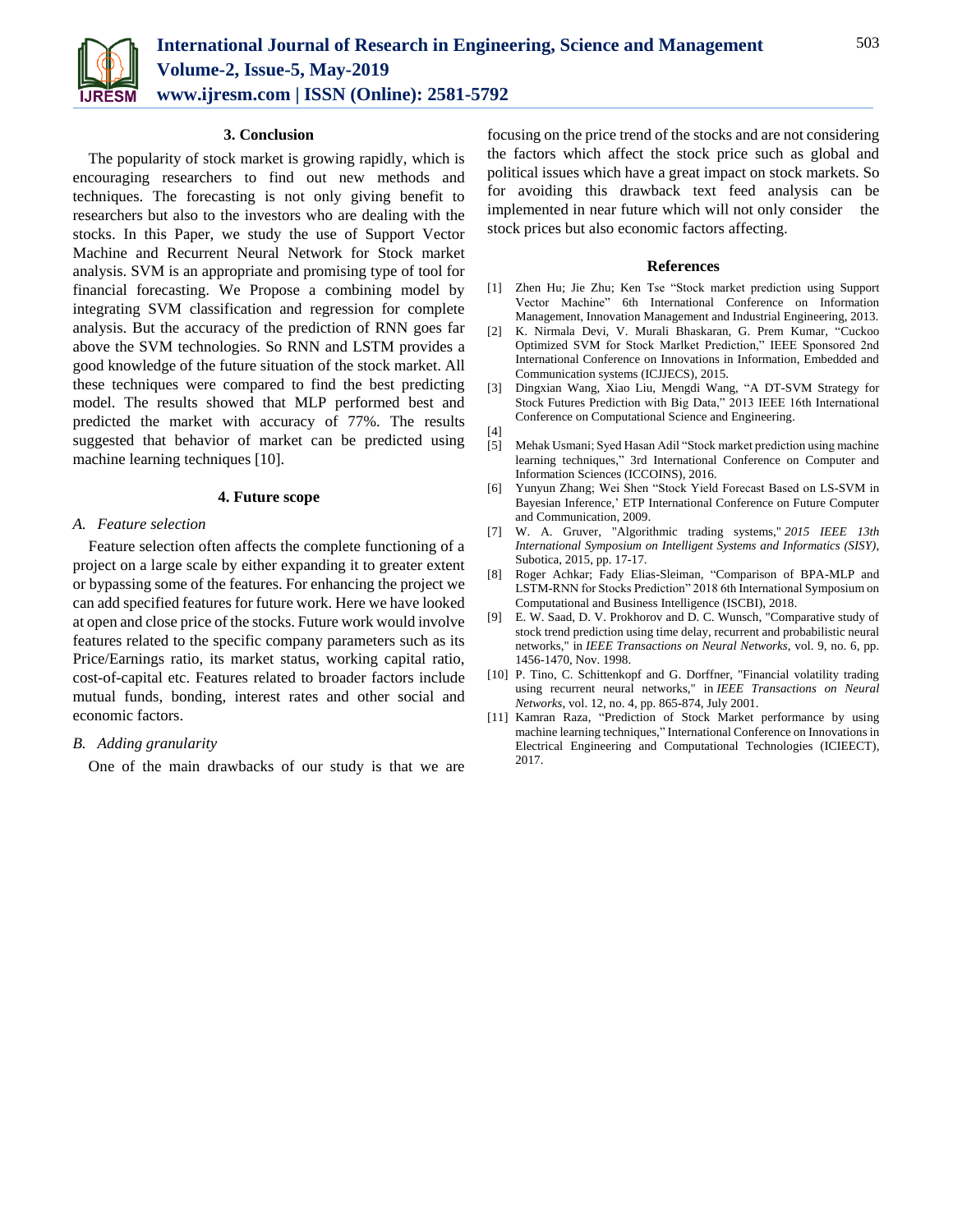## 3. Conclusion

The popularity of stock market is growing rapidly, which is encouraging researchers to find out new methods and techniques. The forecasting is not only giving benefit to researchers but also to the investors who are dealing with the stocks. In this Paper, we study the use of Support Vector Machine and Recurrent Neural Network for Stock market analysis. SVM is an appropriate and promising type of tool for financial forecasting. We Propose a combining model by integrating SVM classification and regression for complete analysis. But the accuracy of the prediction of RNN goes far above the SVM technologies. So RNN and LSTM provides a good knowledge of the future situation of the stock market. All these techniques were compared to find the best predicting model. The results showed that MLP performed best and predicted the market with accuracy of 77%. The results suggested that behavior of market can be predicted using machine learning techniques [10].

## 4. Future scope

### *A. Feature selection*

Feature selection often affects the complete functioning of a project on a large scale by either expanding it to greater extent or bypassing some of the features. For enhancing the project we can add specified features for future work. Here we have looked at open and close price of the stocks. Future work would involve features related to the specific company parameters such as its Price/Earnings ratio, its market status, working capital ratio, cost-of-capital etc. Features related to broader factors include mutual funds, bonding, interest rates and other social and economic factors.

### *B. Adding granularity*

One of the main drawbacks of our study is that we are focusing on the price trend of the stocks and are not considering the factors which affect the stock price such as global and political issues which have a great impact on stock markets. So for avoiding this drawback text feed analysis can be implemented in near future which will not only consider the stock prices but also economic factors affecting.

## References

[1] Zhen Hu; Jie Zhu; Ken Tse "Stock market prediction using Support Vector Machine" 6th International Conference on Information Management, Innovation Management and Industrial Engineering, 2013.

[2] K. Nirmala Devi, V. Murali Bhaskaran, G. Prem Kumar, "Cuckoo Optimized SVM for Stock Marlket Prediction," IEEE Sponsored 2nd International Conference on Innovations in Information, Embedded and Communication systems (ICJJECS), 2015.

[3] Dingxian Wang, Xiao Liu, Mengdi Wang, "A DT-SVM Strategy for Stock Futures Prediction with Big Data," 2013 IEEE 16th International Conference on Computational Science and Engineering.

[4]

[5] Mehak Usmani; Syed Hasan Adil "Stock market prediction using machine learning techniques," 3rd International Conference on Computer and Information Sciences (ICCOINS), 2016.

[6] Yunyun Zhang; Wei Shen "Stock Yield Forecast Based on LS-SVM in Bayesian Inference,' ETP International Conference on Future Computer and Communication, 2009.

[7] W. A. Gruver, "Algorithmic trading systems," *2015 IEEE 13th International Symposium on Intelligent Systems and Informatics (SISY)*, Subotica, 2015, pp. 17-17.

[8] Roger Achkar; Fady Elias-Sleiman, "Comparison of BPA-MLP and LSTM-RNN for Stocks Prediction" 2018 6th International Symposium on Computational and Business Intelligence (ISCBI), 2018.

[9] E. W. Saad, D. V. Prokhorov and D. C. Wunsch, "Comparative study of stock trend prediction using time delay, recurrent and probabilistic neural networks," in *IEEE Transactions on Neural Networks*, vol. 9, no. 6, pp. 1456-1470, Nov. 1998.

[10] P. Tino, C. Schittenkopf and G. Dorffner, "Financial volatility trading using recurrent neural networks," in *IEEE Transactions on Neural Networks*, vol. 12, no. 4, pp. 865-874, July 2001.

[11] Kamran Raza, "Prediction of Stock Market performance by using machine learning techniques," International Conference on Innovations in Electrical Engineering and Computational Technologies (ICIEECT), 2017.